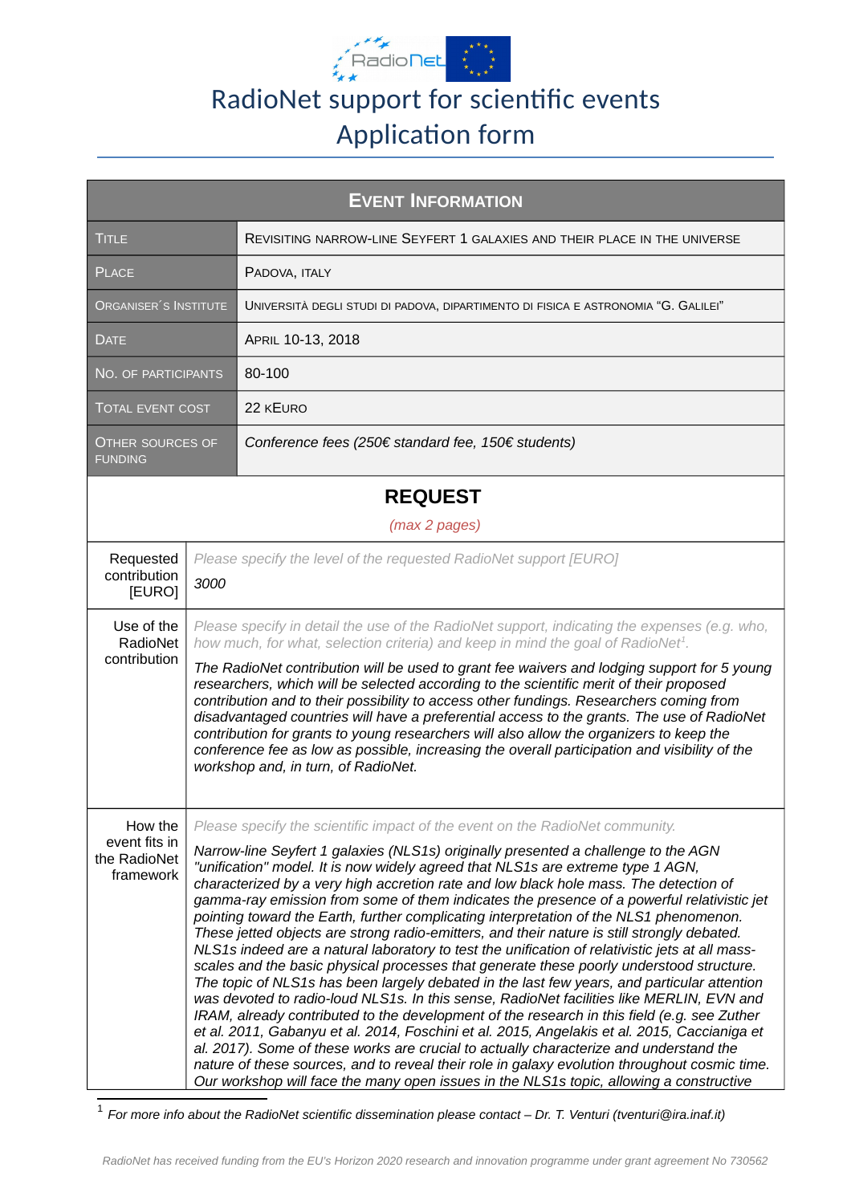# RadioNet support for scientific events
# Application form

| EVENT INFORMATION | |
|---|---|
| TITLE | REVISITING NARROW-LINE SEYFERT 1 GALAXIES AND THEIR PLACE IN THE UNIVERSE |
| PLACE | PADOVA, ITALY |
| ORGANISER´S INSTITUTE | UNIVERSITÀ DEGLI STUDI DI PADOVA, DIPARTIMENTO DI FISICA E ASTRONOMIA "G. GALILEI" |
| DATE | APRIL 10-13, 2018 |
| NO. OF PARTICIPANTS | 80-100 |
| TOTAL EVENT COST | 22 KEURO |
| OTHER SOURCES OF FUNDING | *Conference fees (250€ standard fee, 150€ students)* |

## REQUEST

*(max 2 pages)*

| | |
|---|---|
| Requested contribution [EURO] | *Please specify the level of the requested RadioNet support [EURO]*<br><br>*3000* |
| Use of the RadioNet contribution | *Please specify in detail the use of the RadioNet support, indicating the expenses (e.g. who, how much, for what, selection criteria) and keep in mind the goal of RadioNet*[1].<br><br>*The RadioNet contribution will be used to grant fee waivers and lodging support for 5 young researchers, which will be selected according to the scientific merit of their proposed contribution and to their possibility to access other fundings. Researchers coming from disadvantaged countries will have a preferential access to the grants. The use of RadioNet contribution for grants to young researchers will also allow the organizers to keep the conference fee as low as possible, increasing the overall participation and visibility of the workshop and, in turn, of RadioNet.* |
| How the event fits in the RadioNet framework | *Please specify the scientific impact of the event on the RadioNet community.*<br><br>*Narrow-line Seyfert 1 galaxies (NLS1s) originally presented a challenge to the AGN "unification" model. It is now widely agreed that NLS1s are extreme type 1 AGN, characterized by a very high accretion rate and low black hole mass. The detection of gamma-ray emission from some of them indicates the presence of a powerful relativistic jet pointing toward the Earth, further complicating interpretation of the NLS1 phenomenon. These jetted objects are strong radio-emitters, and their nature is still strongly debated. NLS1s indeed are a natural laboratory to test the unification of relativistic jets at all mass-scales and the basic physical processes that generate these poorly understood structure. The topic of NLS1s has been largely debated in the last few years, and particular attention was devoted to radio-loud NLS1s. In this sense, RadioNet facilities like MERLIN, EVN and IRAM, already contributed to the development of the research in this field (e.g. see Zuther et al. 2011, Gabanyi et al. 2014, Foschini et al. 2015, Angelakis et al. 2015, Caccianiga et al. 2017). Some of these works are crucial to actually characterize and understand the nature of these sources, and to reveal their role in galaxy evolution throughout cosmic time. Our workshop will face the many open issues in the NLS1s topic, allowing a constructive* |

[1] *For more info about the RadioNet scientific dissemination please contact – Dr. T. Venturi (tventuri@ira.inaf.it)*

*RadioNet has received funding from the EU's Horizon 2020 research and innovation programme under grant agreement No 730562*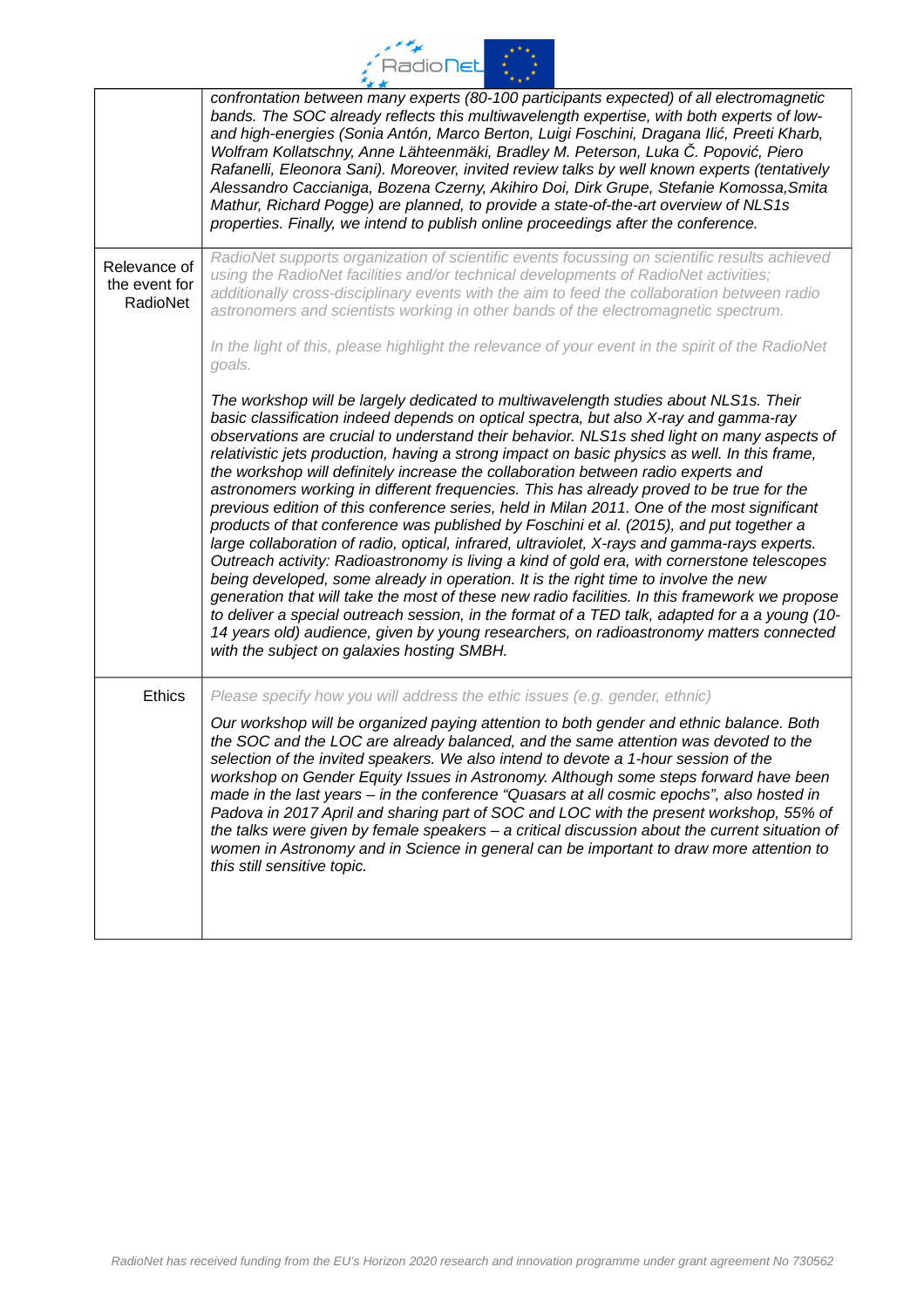| | |
|---|---|
| | *confrontation between many experts (80-100 participants expected) of all electromagnetic bands. The SOC already reflects this multiwavelength expertise, with both experts of low- and high-energies (Sonia Antón, Marco Berton, Luigi Foschini, Dragana Ilić, Preeti Kharb, Wolfram Kollatschny, Anne Lähteenmäki, Bradley M. Peterson, Luka Č. Popović, Piero Rafanelli, Eleonora Sani). Moreover, invited review talks by well known experts (tentatively Alessandro Caccianiga, Bozena Czerny, Akihiro Doi, Dirk Grupe, Stefanie Komossa,Smita Mathur, Richard Pogge) are planned, to provide a state-of-the-art overview of NLS1s properties. Finally, we intend to publish online proceedings after the conference.* |
| Relevance of the event for RadioNet | *RadioNet supports organization of scientific events focussing on scientific results achieved using the RadioNet facilities and/or technical developments of RadioNet activities; additionally cross-disciplinary events with the aim to feed the collaboration between radio astronomers and scientists working in other bands of the electromagnetic spectrum.*<br><br>*In the light of this, please highlight the relevance of your event in the spirit of the RadioNet goals.*<br><br>*The workshop will be largely dedicated to multiwavelength studies about NLS1s. Their basic classification indeed depends on optical spectra, but also X-ray and gamma-ray observations are crucial to understand their behavior. NLS1s shed light on many aspects of relativistic jets production, having a strong impact on basic physics as well. In this frame, the workshop will definitely increase the collaboration between radio experts and astronomers working in different frequencies. This has already proved to be true for the previous edition of this conference series, held in Milan 2011. One of the most significant products of that conference was published by Foschini et al. (2015), and put together a large collaboration of radio, optical, infrared, ultraviolet, X-rays and gamma-rays experts. Outreach activity: Radioastronomy is living a kind of gold era, with cornerstone telescopes being developed, some already in operation. It is the right time to involve the new generation that will take the most of these new radio facilities. In this framework we propose to deliver a special outreach session, in the format of a TED talk, adapted for a a young (10-14 years old) audience, given by young researchers, on radioastronomy matters connected with the subject on galaxies hosting SMBH.* |
| Ethics | *Please specify how you will address the ethic issues (e.g. gender, ethnic)*<br><br>*Our workshop will be organized paying attention to both gender and ethnic balance. Both the SOC and the LOC are already balanced, and the same attention was devoted to the selection of the invited speakers. We also intend to devote a 1-hour session of the workshop on Gender Equity Issues in Astronomy. Although some steps forward have been made in the last years – in the conference "Quasars at all cosmic epochs", also hosted in Padova in 2017 April and sharing part of SOC and LOC with the present workshop, 55% of the talks were given by female speakers – a critical discussion about the current situation of women in Astronomy and in Science in general can be important to draw more attention to this still sensitive topic.* |

*RadioNet has received funding from the EU's Horizon 2020 research and innovation programme under grant agreement No 730562*